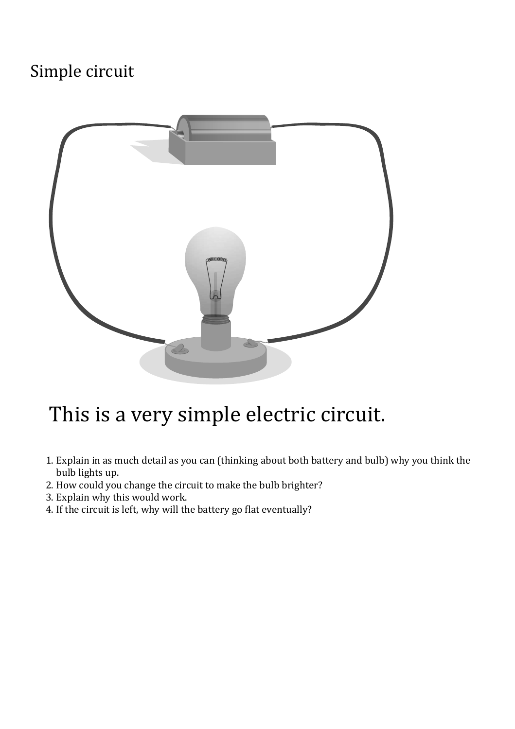# Simple circuit

## This is a very simple electric circuit.

1. Explain in as much detail as you can (thinking about both battery and bulb) why you think the bulb lights up.
2. How could you change the circuit to make the bulb brighter?
3. Explain why this would work.
4. If the circuit is left, why will the battery go flat eventually?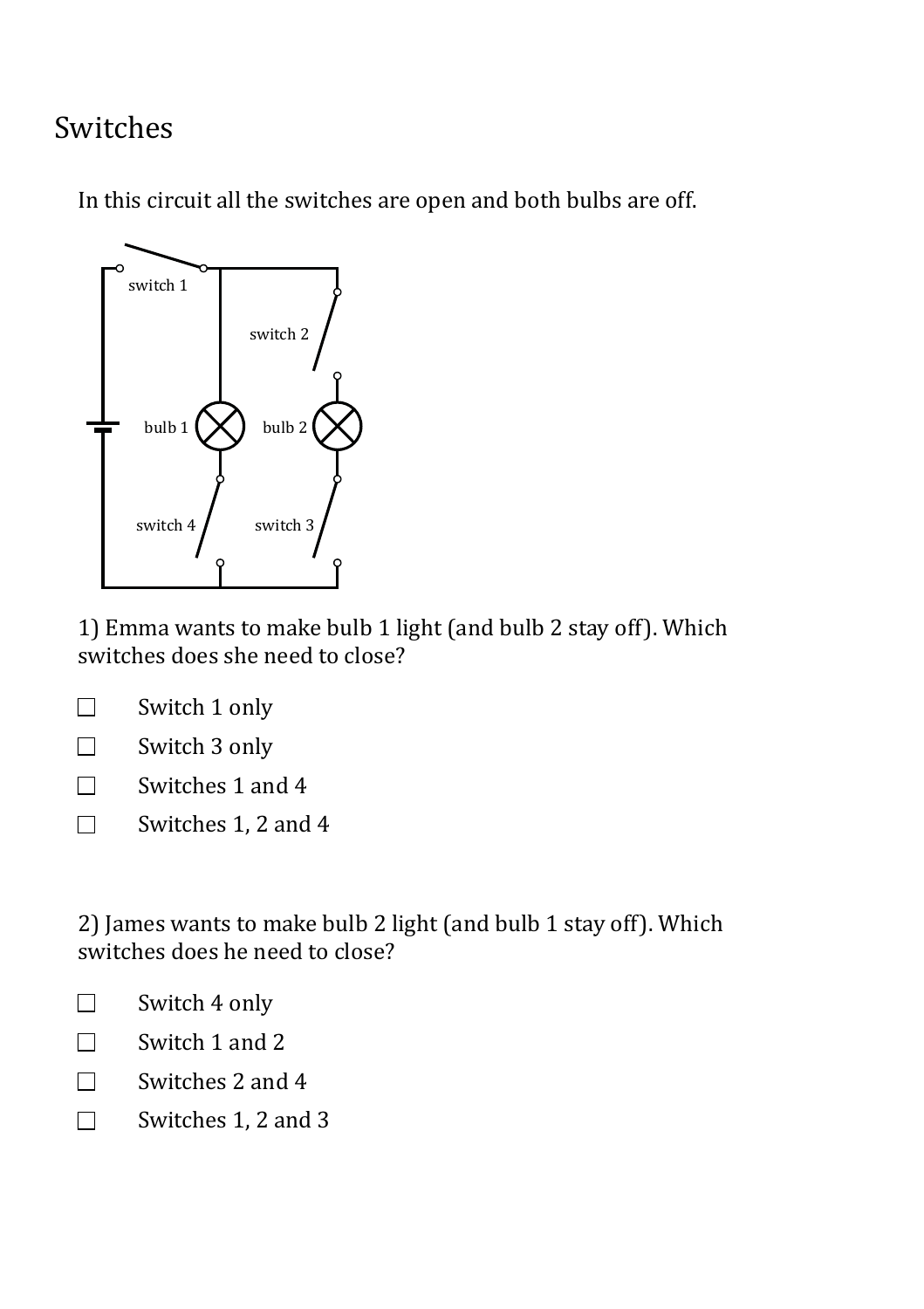# Switches

In this circuit all the switches are open and both bulbs are off.

1) Emma wants to make bulb 1 light (and bulb 2 stay off). Which switches does she need to close?

- ☐ Switch 1 only
- ☐ Switch 3 only
- ☐ Switches 1 and 4
- ☐ Switches 1, 2 and 4

2) James wants to make bulb 2 light (and bulb 1 stay off). Which switches does he need to close?

- ☐ Switch 4 only
- ☐ Switch 1 and 2
- ☐ Switches 2 and 4
- ☐ Switches 1, 2 and 3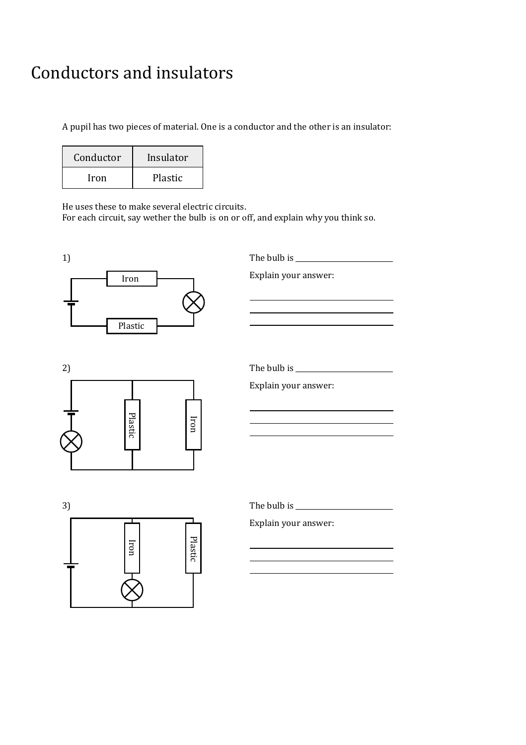# Conductors and insulators

A pupil has two pieces of material. One is a conductor and the other is an insulator:

| Conductor | Insulator |
|---|---|
| Iron | Plastic |

He uses these to make several electric circuits.
For each circuit, say wether the bulb is on or off, and explain why you think so.

1)

Iron

Plastic

The bulb is ______________________

Explain your answer:

______________________________

______________________________

______________________________

2)

Plastic

Iron

The bulb is ______________________

Explain your answer:

______________________________

______________________________

______________________________

3)

Iron

Plastic

The bulb is ______________________

Explain your answer:

______________________________

______________________________

______________________________